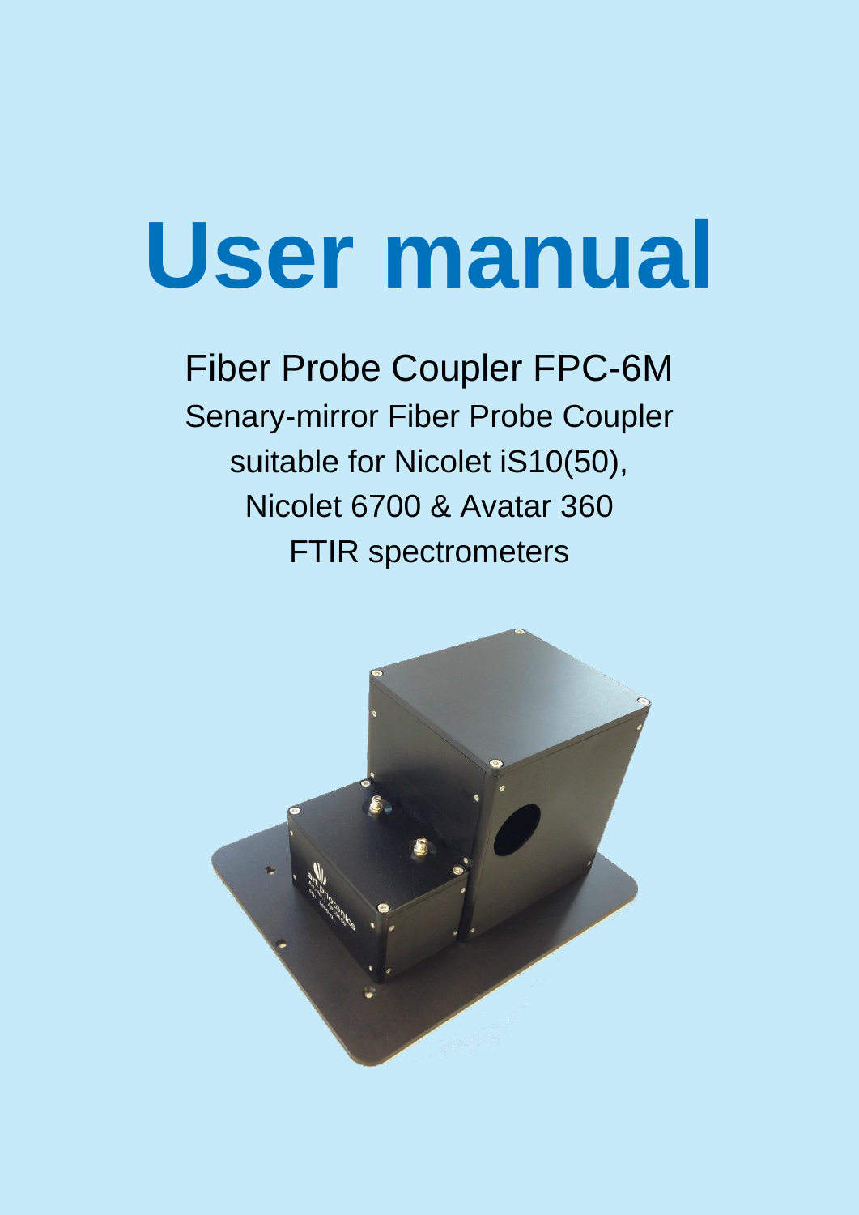# User manual

Fiber Probe Coupler FPC-6M

Senary-mirror Fiber Probe Coupler suitable for Nicolet iS10(50), Nicolet 6700 & Avatar 360 FTIR spectrometers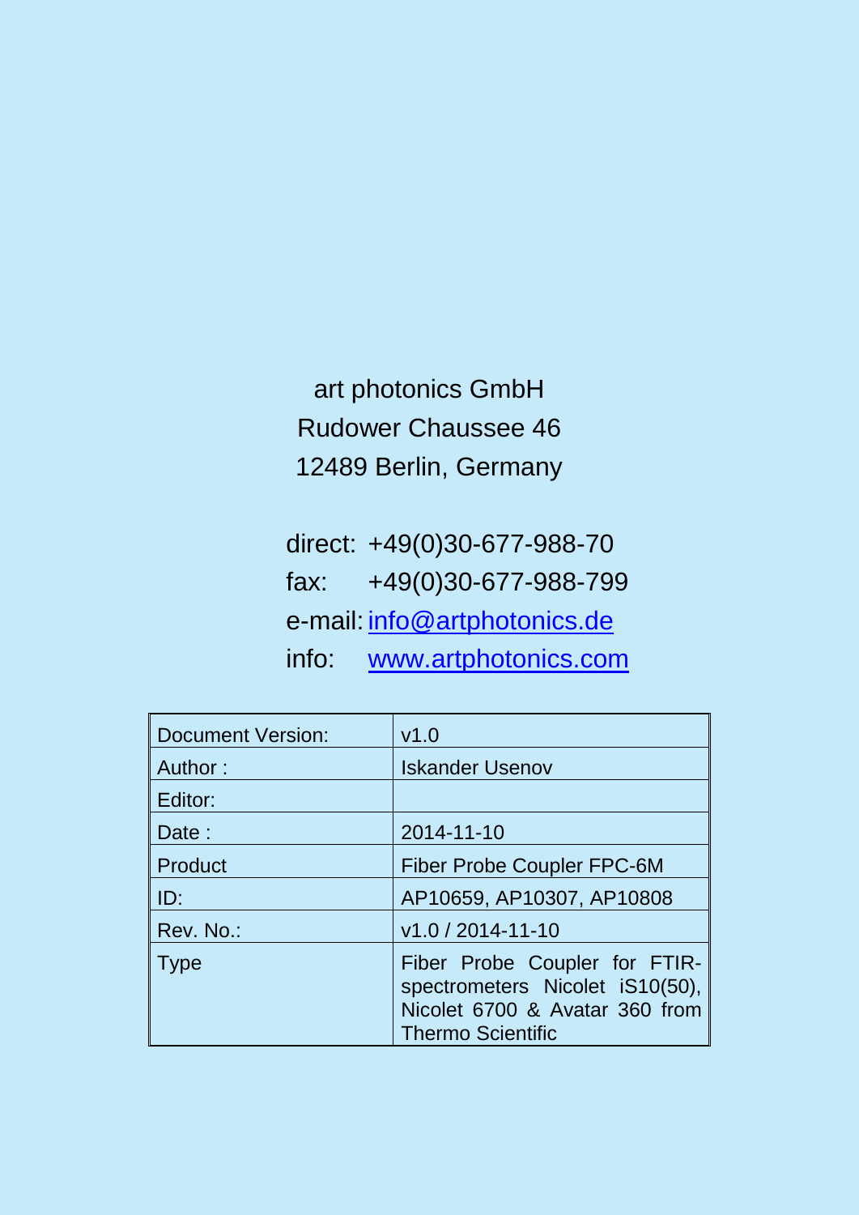art photonics GmbH
Rudower Chaussee 46
12489 Berlin, Germany

direct: +49(0)30-677-988-70
fax: +49(0)30-677-988-799
e-mail: info@artphotonics.de
info: www.artphotonics.com

| | |
|---|---|
| Document Version: | v1.0 |
| Author : | Iskander Usenov |
| Editor: | |
| Date : | 2014-11-10 |
| Product | Fiber Probe Coupler FPC-6M |
| ID: | AP10659, AP10307, AP10808 |
| Rev. No.: | v1.0 / 2014-11-10 |
| Type | Fiber Probe Coupler for FTIR-spectrometers Nicolet iS10(50), Nicolet 6700 & Avatar 360 from Thermo Scientific |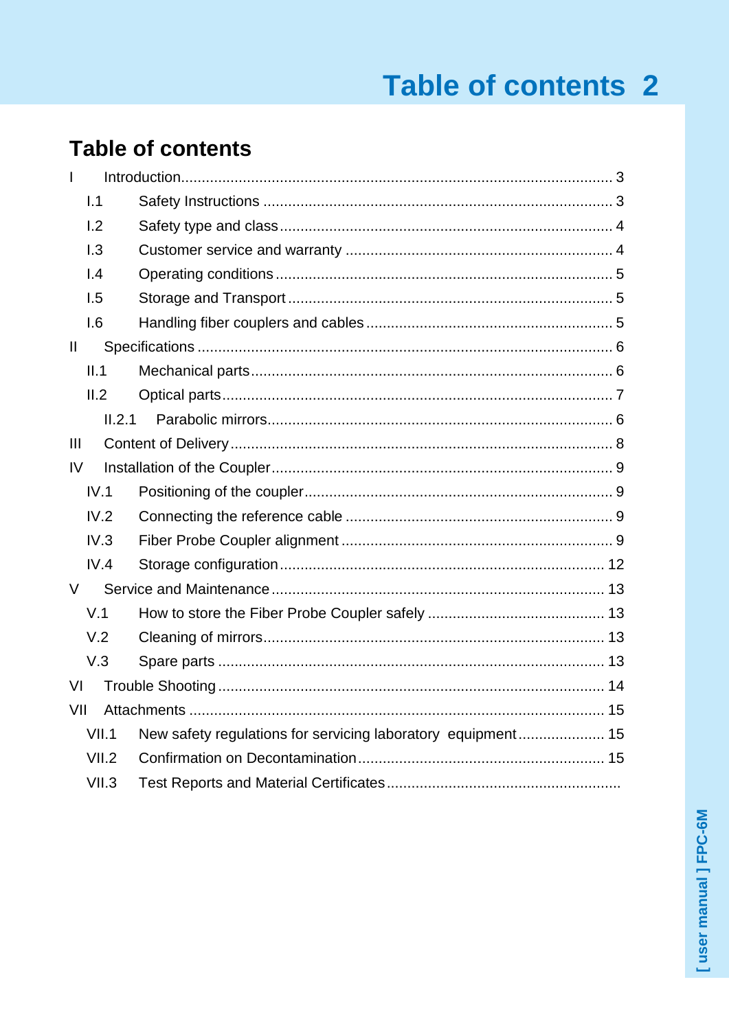# Table of contents

I Introduction ........ 3

- I.1 Safety Instructions ........ 3
- I.2 Safety type and class ........ 4
- I.3 Customer service and warranty ........ 4
- I.4 Operating conditions ........ 5
- I.5 Storage and Transport ........ 5
- I.6 Handling fiber couplers and cables ........ 5

II Specifications ........ 6

- II.1 Mechanical parts ........ 6
- II.2 Optical parts ........ 7
  - II.2.1 Parabolic mirrors ........ 6

III Content of Delivery ........ 8

IV Installation of the Coupler ........ 9

- IV.1 Positioning of the coupler ........ 9
- IV.2 Connecting the reference cable ........ 9
- IV.3 Fiber Probe Coupler alignment ........ 9
- IV.4 Storage configuration ........ 12

V Service and Maintenance ........ 13

- V.1 How to store the Fiber Probe Coupler safely ........ 13
- V.2 Cleaning of mirrors ........ 13
- V.3 Spare parts ........ 13

VI Trouble Shooting ........ 14

VII Attachments ........ 15

- VII.1 New safety regulations for servicing laboratory equipment ........ 15
- VII.2 Confirmation on Decontamination ........ 15
- VII.3 Test Reports and Material Certificates ........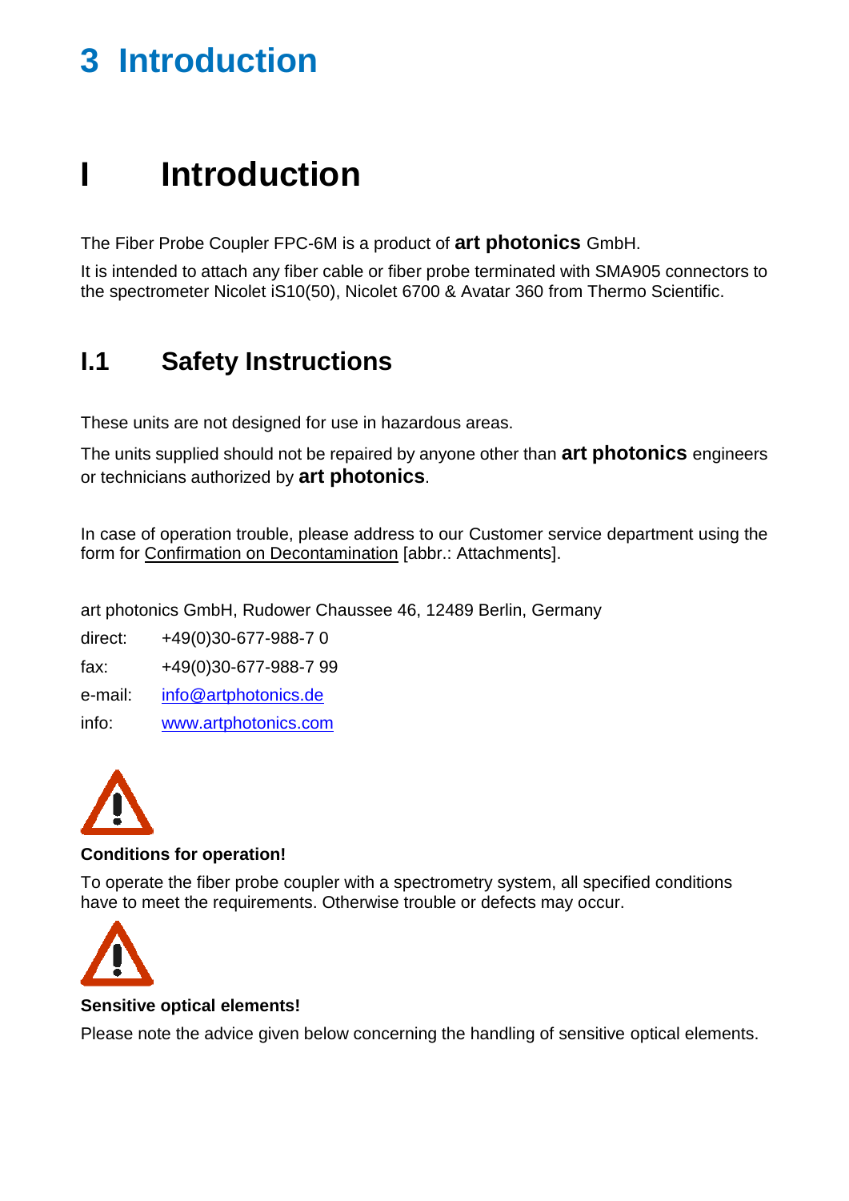# 3 Introduction

# I Introduction

The Fiber Probe Coupler FPC-6M is a product of **art photonics** GmbH.

It is intended to attach any fiber cable or fiber probe terminated with SMA905 connectors to the spectrometer Nicolet iS10(50), Nicolet 6700 & Avatar 360 from Thermo Scientific.

## I.1 Safety Instructions

These units are not designed for use in hazardous areas.

The units supplied should not be repaired by anyone other than **art photonics** engineers or technicians authorized by **art photonics**.

In case of operation trouble, please address to our Customer service department using the form for Confirmation on Decontamination [abbr.: Attachments].

art photonics GmbH, Rudower Chaussee 46, 12489 Berlin, Germany

direct: +49(0)30-677-988-7 0

fax: +49(0)30-677-988-7 99

e-mail: info@artphotonics.de

info: www.artphotonics.com

**Conditions for operation!**

To operate the fiber probe coupler with a spectrometry system, all specified conditions have to meet the requirements. Otherwise trouble or defects may occur.

**Sensitive optical elements!**

Please note the advice given below concerning the handling of sensitive optical elements.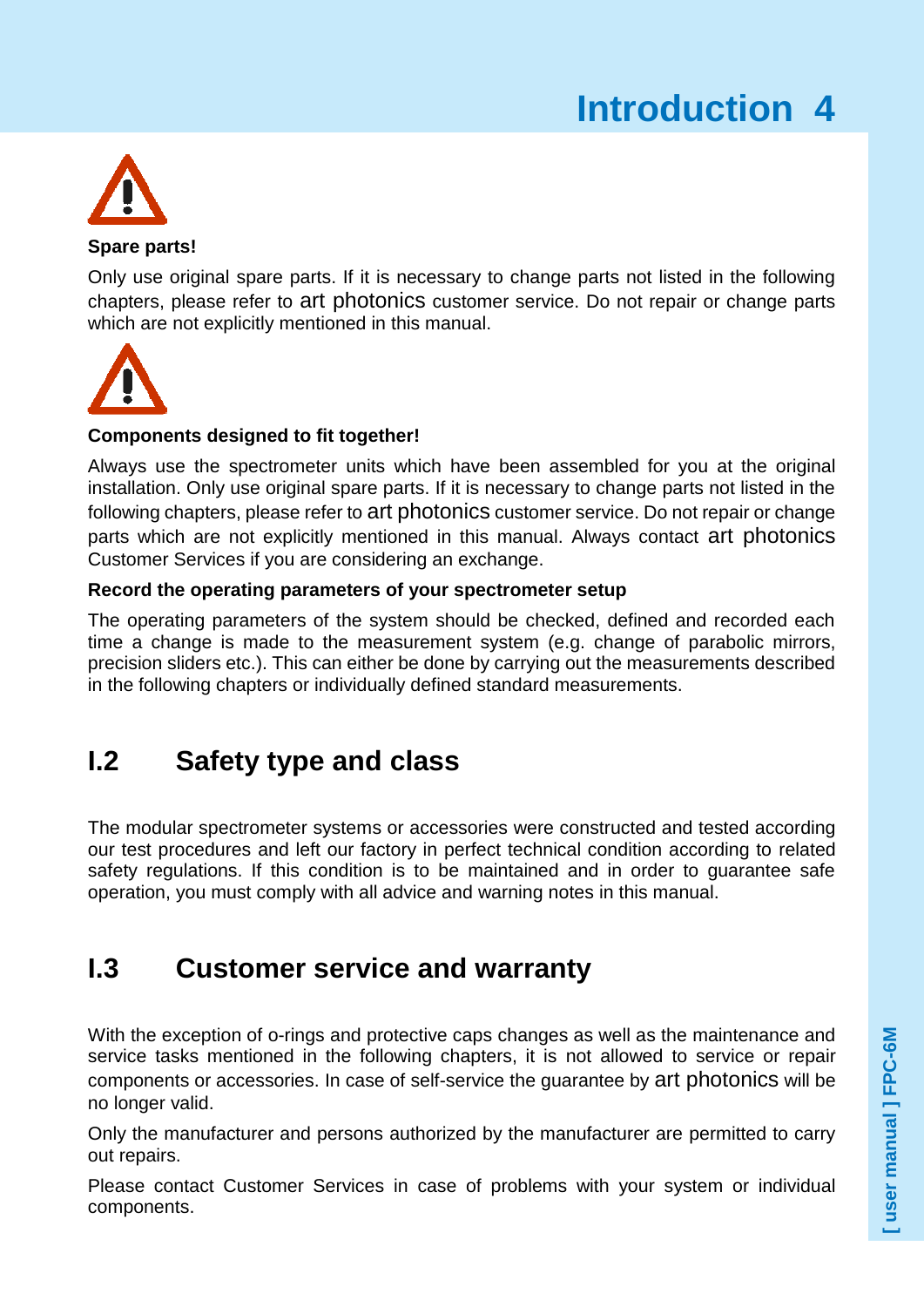**Spare parts!**

Only use original spare parts. If it is necessary to change parts not listed in the following chapters, please refer to art photonics customer service. Do not repair or change parts which are not explicitly mentioned in this manual.

**Components designed to fit together!**

Always use the spectrometer units which have been assembled for you at the original installation. Only use original spare parts. If it is necessary to change parts not listed in the following chapters, please refer to art photonics customer service. Do not repair or change parts which are not explicitly mentioned in this manual. Always contact art photonics Customer Services if you are considering an exchange.

**Record the operating parameters of your spectrometer setup**

The operating parameters of the system should be checked, defined and recorded each time a change is made to the measurement system (e.g. change of parabolic mirrors, precision sliders etc.). This can either be done by carrying out the measurements described in the following chapters or individually defined standard measurements.

## I.2 Safety type and class

The modular spectrometer systems or accessories were constructed and tested according our test procedures and left our factory in perfect technical condition according to related safety regulations. If this condition is to be maintained and in order to guarantee safe operation, you must comply with all advice and warning notes in this manual.

## I.3 Customer service and warranty

With the exception of o-rings and protective caps changes as well as the maintenance and service tasks mentioned in the following chapters, it is not allowed to service or repair components or accessories. In case of self-service the guarantee by art photonics will be no longer valid.

Only the manufacturer and persons authorized by the manufacturer are permitted to carry out repairs.

Please contact Customer Services in case of problems with your system or individual components.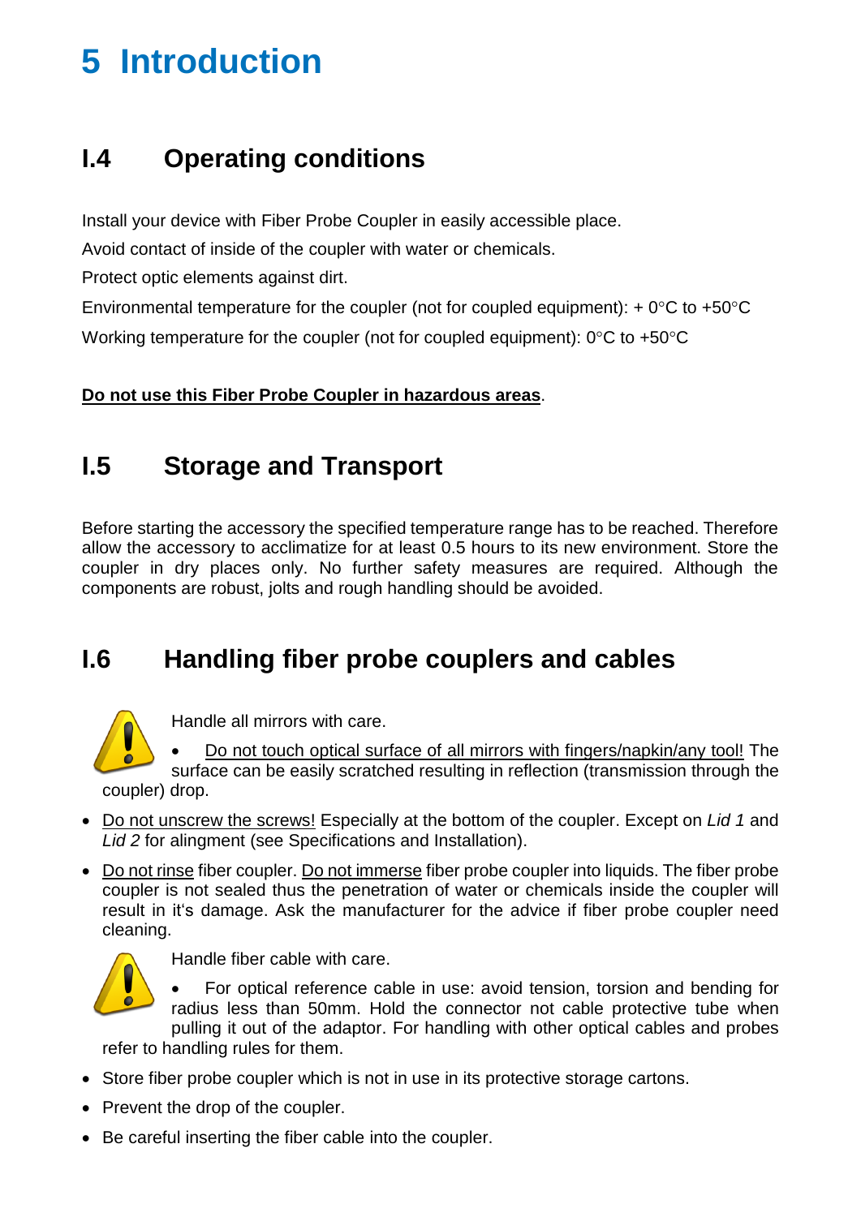# 5 Introduction

## I.4 Operating conditions

Install your device with Fiber Probe Coupler in easily accessible place.

Avoid contact of inside of the coupler with water or chemicals.

Protect optic elements against dirt.

Environmental temperature for the coupler (not for coupled equipment): + 0°C to +50°C

Working temperature for the coupler (not for coupled equipment): 0°C to +50°C

**Do not use this Fiber Probe Coupler in hazardous areas**.

## I.5 Storage and Transport

Before starting the accessory the specified temperature range has to be reached. Therefore allow the accessory to acclimatize for at least 0.5 hours to its new environment. Store the coupler in dry places only. No further safety measures are required. Although the components are robust, jolts and rough handling should be avoided.

## I.6 Handling fiber probe couplers and cables

Handle all mirrors with care.

- Do not touch optical surface of all mirrors with fingers/napkin/any tool! The surface can be easily scratched resulting in reflection (transmission through the coupler) drop.
- Do not unscrew the screws! Especially at the bottom of the coupler. Except on *Lid 1* and *Lid 2* for alingment (see Specifications and Installation).
- Do not rinse fiber coupler. Do not immerse fiber probe coupler into liquids. The fiber probe coupler is not sealed thus the penetration of water or chemicals inside the coupler will result in it's damage. Ask the manufacturer for the advice if fiber probe coupler need cleaning.

Handle fiber cable with care.

- For optical reference cable in use: avoid tension, torsion and bending for radius less than 50mm. Hold the connector not cable protective tube when pulling it out of the adaptor. For handling with other optical cables and probes refer to handling rules for them.
- Store fiber probe coupler which is not in use in its protective storage cartons.
- Prevent the drop of the coupler.
- Be careful inserting the fiber cable into the coupler.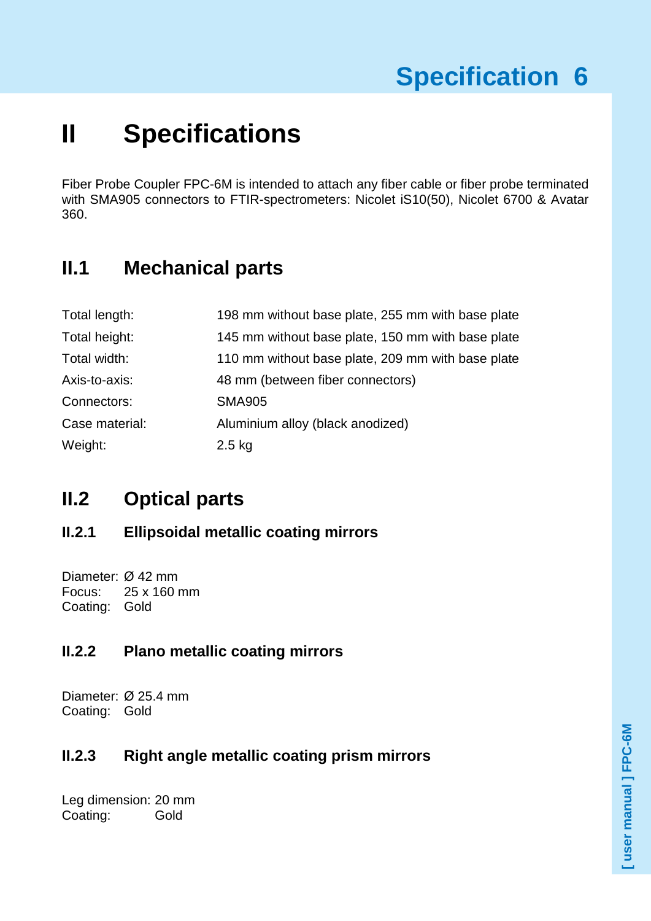# II Specifications

Fiber Probe Coupler FPC-6M is intended to attach any fiber cable or fiber probe terminated with SMA905 connectors to FTIR-spectrometers: Nicolet iS10(50), Nicolet 6700 & Avatar 360.

## II.1 Mechanical parts

| | |
|---|---|
| Total length: | 198 mm without base plate, 255 mm with base plate |
| Total height: | 145 mm without base plate, 150 mm with base plate |
| Total width: | 110 mm without base plate, 209 mm with base plate |
| Axis-to-axis: | 48 mm (between fiber connectors) |
| Connectors: | SMA905 |
| Case material: | Aluminium alloy (black anodized) |
| Weight: | 2.5 kg |

## II.2 Optical parts

### II.2.1 Ellipsoidal metallic coating mirrors

Diameter: Ø 42 mm
Focus: 25 x 160 mm
Coating: Gold

### II.2.2 Plano metallic coating mirrors

Diameter: Ø 25.4 mm
Coating: Gold

### II.2.3 Right angle metallic coating prism mirrors

Leg dimension: 20 mm
Coating: Gold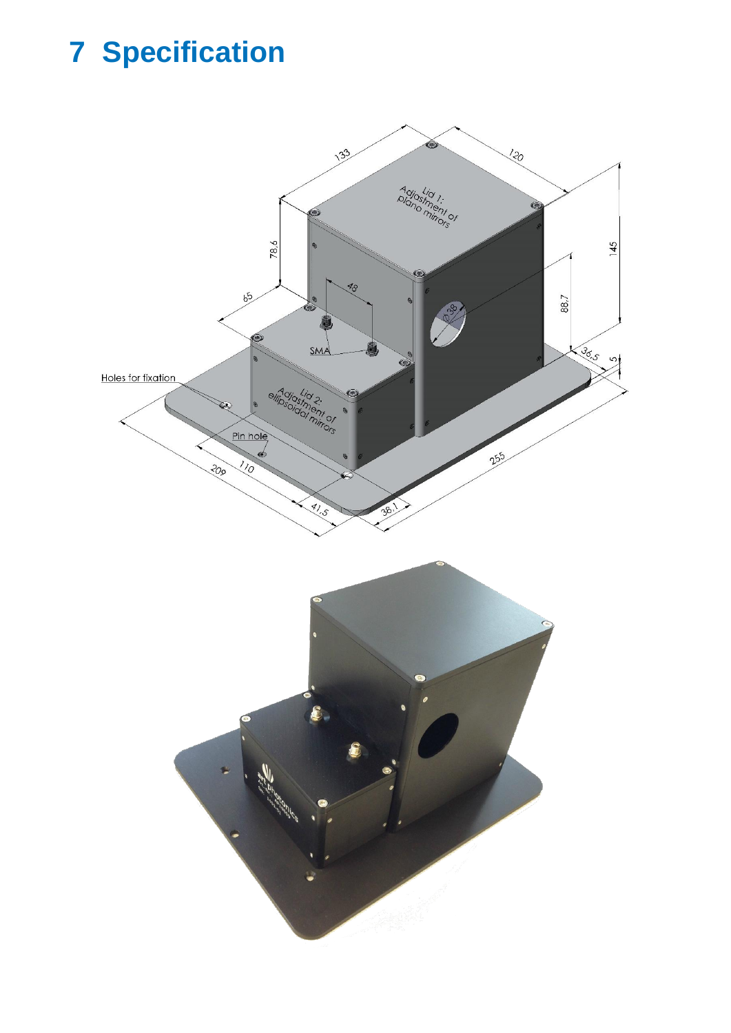# 7 Specification

133
120
78.6
145
48
88.7
65
Ø38
SMA
36.5
5
Lid 1: Adjustment of plano mirrors
Lid 2: Adjustment of ellipsoidal mirrors
Holes for fixation
Pin hole
110
209
255
41.5
38.1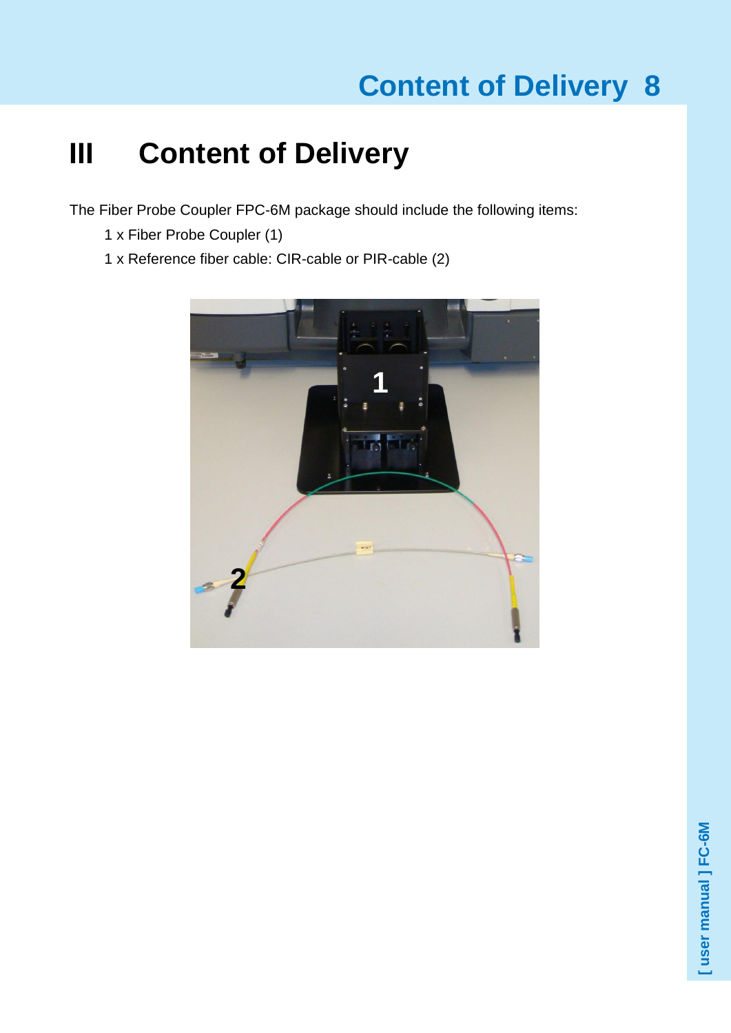# III Content of Delivery

The Fiber Probe Coupler FPC-6M package should include the following items:

1 x Fiber Probe Coupler (1)

1 x Reference fiber cable: CIR-cable or PIR-cable (2)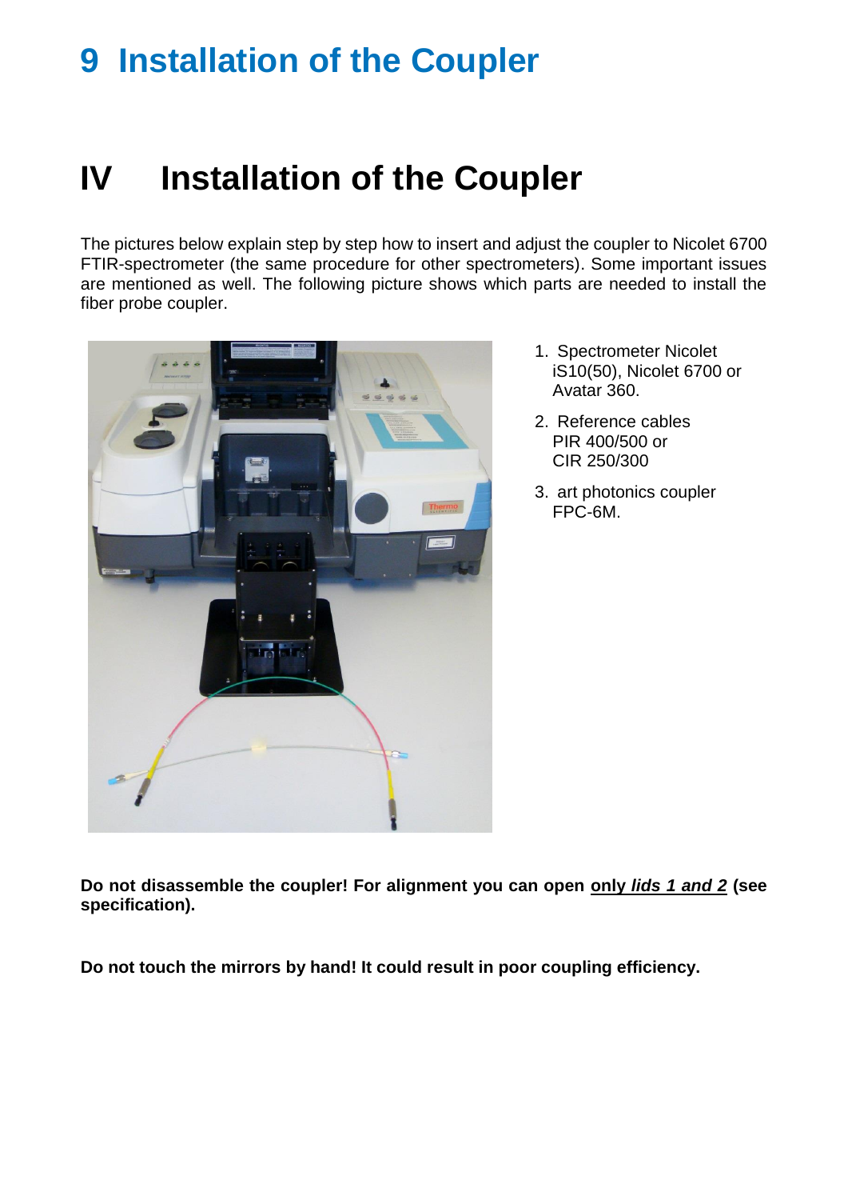# 9 Installation of the Coupler

# IV Installation of the Coupler

The pictures below explain step by step how to insert and adjust the coupler to Nicolet 6700 FTIR-spectrometer (the same procedure for other spectrometers). Some important issues are mentioned as well. The following picture shows which parts are needed to install the fiber probe coupler.

1. Spectrometer Nicolet iS10(50), Nicolet 6700 or Avatar 360.
2. Reference cables PIR 400/500 or CIR 250/300
3. art photonics coupler FPC-6M.

**Do not disassemble the coupler! For alignment you can open <u>only *lids 1 and 2*</u> (see specification).**

**Do not touch the mirrors by hand! It could result in poor coupling efficiency.**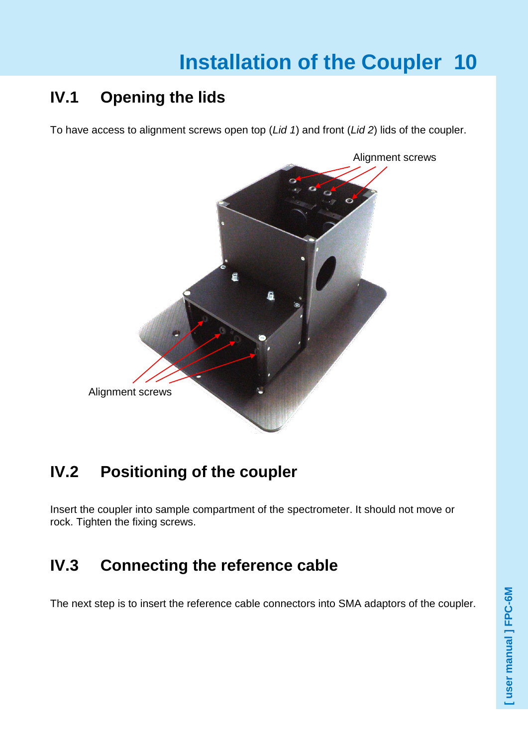# Installation of the Coupler

## IV.1 Opening the lids

To have access to alignment screws open top (*Lid 1*) and front (*Lid 2*) lids of the coupler.

Alignment screws

Alignment screws

## IV.2 Positioning of the coupler

Insert the coupler into sample compartment of the spectrometer. It should not move or rock. Tighten the fixing screws.

## IV.3 Connecting the reference cable

The next step is to insert the reference cable connectors into SMA adaptors of the coupler.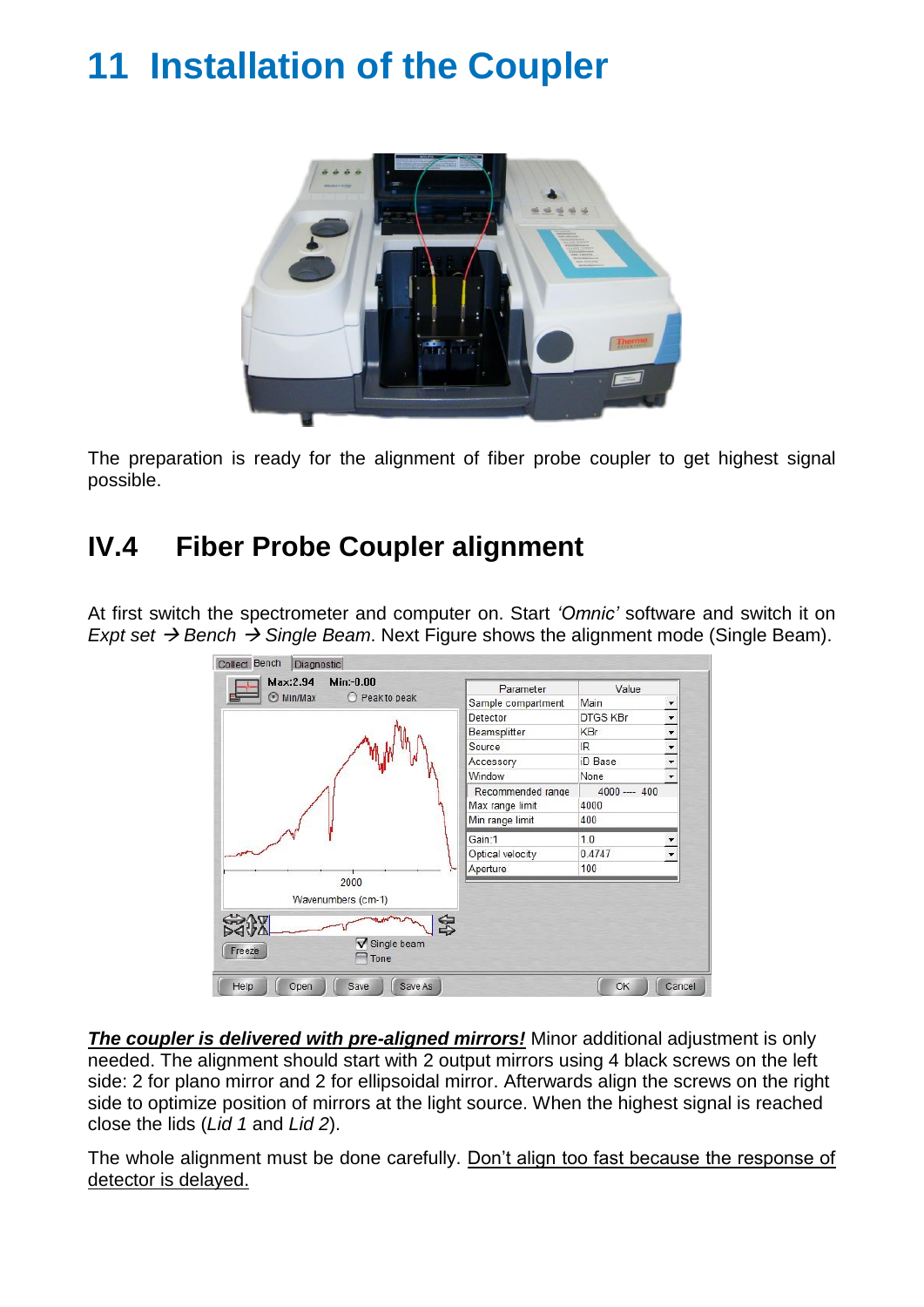# 11 Installation of the Coupler

The preparation is ready for the alignment of fiber probe coupler to get highest signal possible.

## IV.4 Fiber Probe Coupler alignment

At first switch the spectrometer and computer on. Start *'Omnic'* software and switch it on *Expt set → Bench → Single Beam*. Next Figure shows the alignment mode (Single Beam).

***The coupler is delivered with pre-aligned mirrors!*** Minor additional adjustment is only needed. The alignment should start with 2 output mirrors using 4 black screws on the left side: 2 for plano mirror and 2 for ellipsoidal mirror. Afterwards align the screws on the right side to optimize position of mirrors at the light source. When the highest signal is reached close the lids (*Lid 1* and *Lid 2*).

The whole alignment must be done carefully. <u>Don't align too fast because the response of detector is delayed.</u>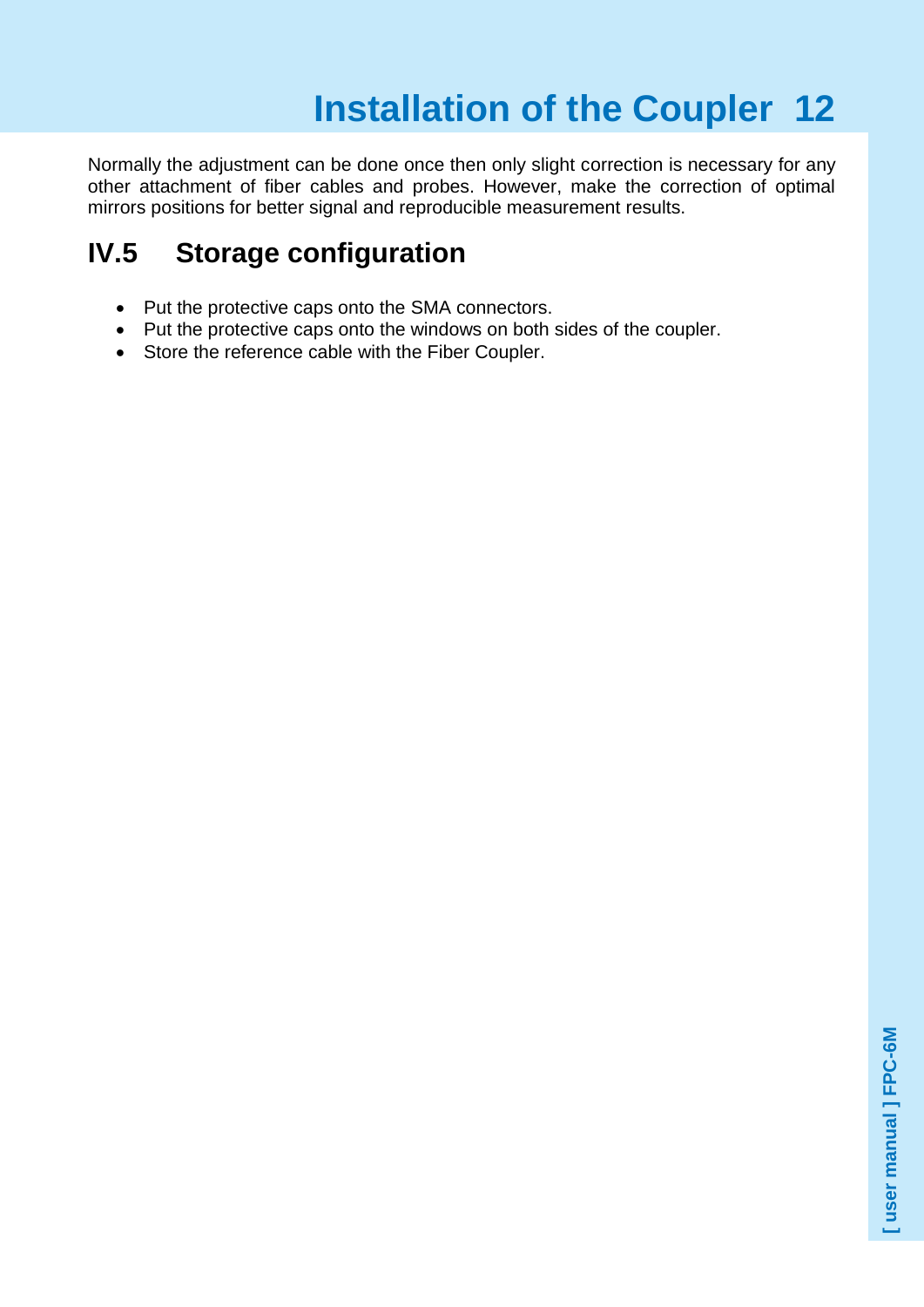Normally the adjustment can be done once then only slight correction is necessary for any other attachment of fiber cables and probes. However, make the correction of optimal mirrors positions for better signal and reproducible measurement results.

## IV.5 Storage configuration

- Put the protective caps onto the SMA connectors.
- Put the protective caps onto the windows on both sides of the coupler.
- Store the reference cable with the Fiber Coupler.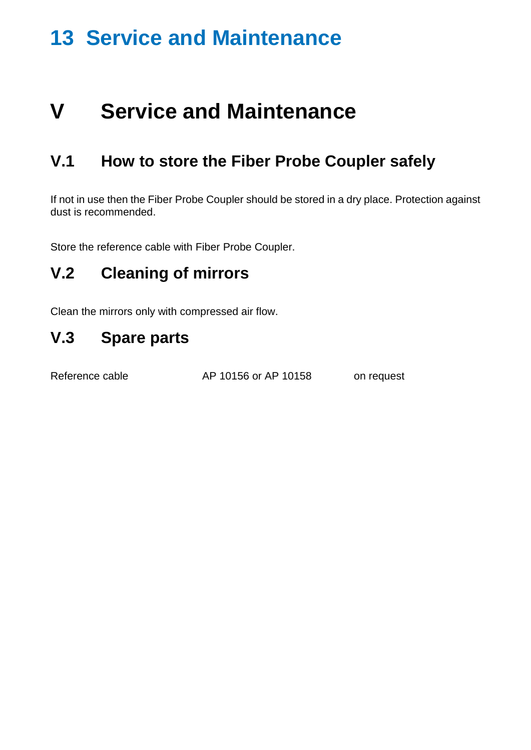# 13 Service and Maintenance

# V Service and Maintenance

## V.1 How to store the Fiber Probe Coupler safely

If not in use then the Fiber Probe Coupler should be stored in a dry place. Protection against dust is recommended.

Store the reference cable with Fiber Probe Coupler.

## V.2 Cleaning of mirrors

Clean the mirrors only with compressed air flow.

## V.3 Spare parts

| | | |
|---|---|---|
| Reference cable | AP 10156 or AP 10158 | on request |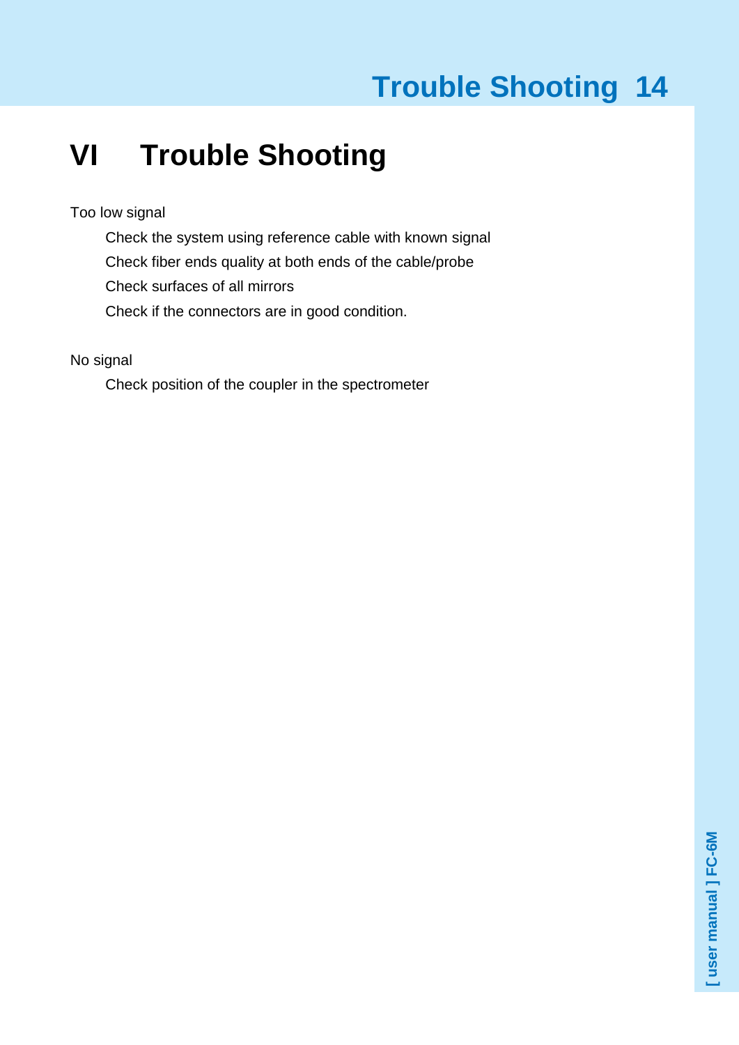# VI Trouble Shooting

Too low signal

- Check the system using reference cable with known signal
- Check fiber ends quality at both ends of the cable/probe
- Check surfaces of all mirrors
- Check if the connectors are in good condition.

No signal

- Check position of the coupler in the spectrometer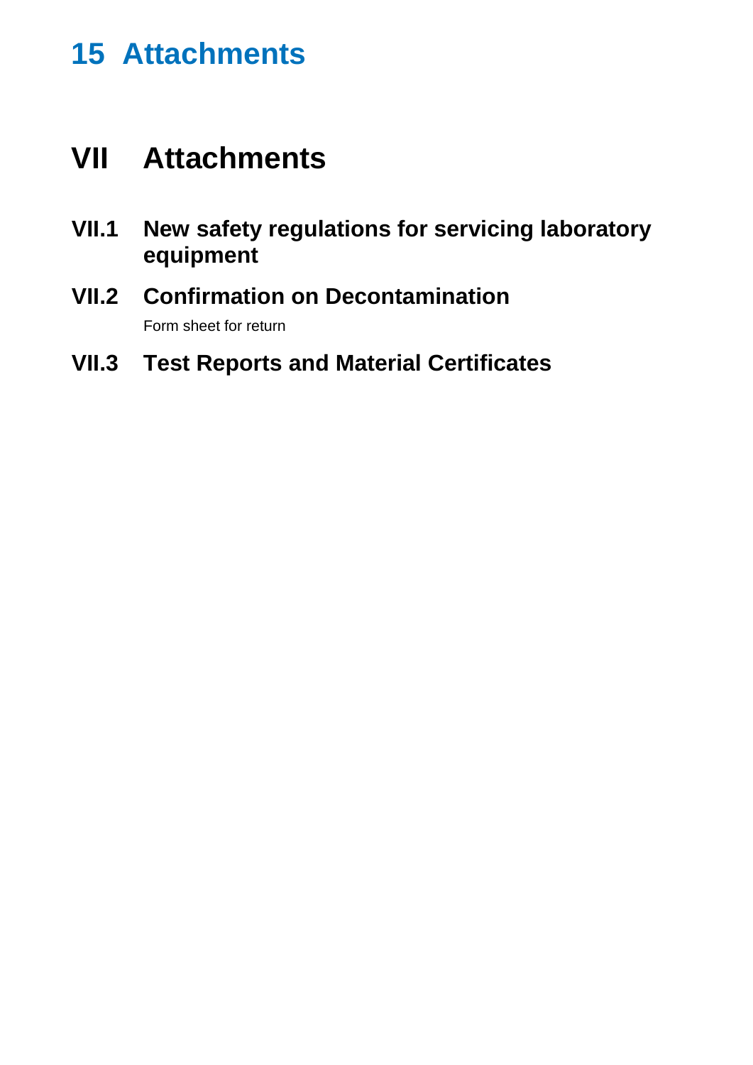# 15 Attachments

# VII Attachments

## VII.1 New safety regulations for servicing laboratory equipment

## VII.2 Confirmation on Decontamination

Form sheet for return

## VII.3 Test Reports and Material Certificates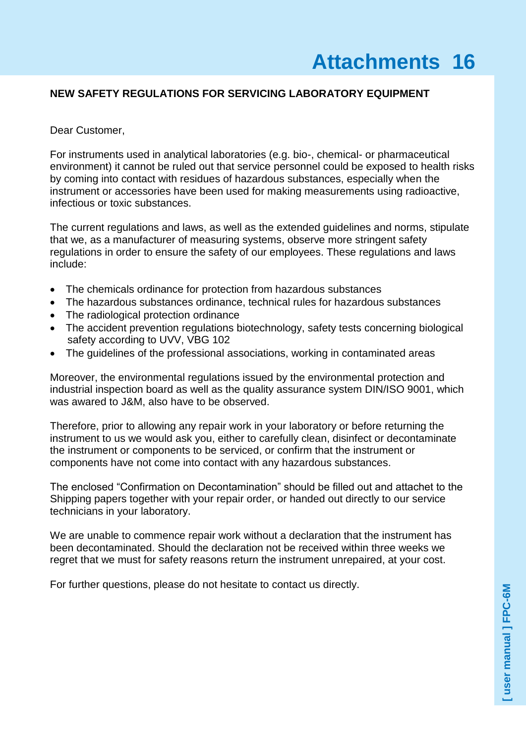# Attachments 16

## NEW SAFETY REGULATIONS FOR SERVICING LABORATORY EQUIPMENT

Dear Customer,

For instruments used in analytical laboratories (e.g. bio-, chemical- or pharmaceutical environment) it cannot be ruled out that service personnel could be exposed to health risks by coming into contact with residues of hazardous substances, especially when the instrument or accessories have been used for making measurements using radioactive, infectious or toxic substances.

The current regulations and laws, as well as the extended guidelines and norms, stipulate that we, as a manufacturer of measuring systems, observe more stringent safety regulations in order to ensure the safety of our employees. These regulations and laws include:

- The chemicals ordinance for protection from hazardous substances
- The hazardous substances ordinance, technical rules for hazardous substances
- The radiological protection ordinance
- The accident prevention regulations biotechnology, safety tests concerning biological safety according to UVV, VBG 102
- The guidelines of the professional associations, working in contaminated areas

Moreover, the environmental regulations issued by the environmental protection and industrial inspection board as well as the quality assurance system DIN/ISO 9001, which was awared to J&M, also have to be observed.

Therefore, prior to allowing any repair work in your laboratory or before returning the instrument to us we would ask you, either to carefully clean, disinfect or decontaminate the instrument or components to be serviced, or confirm that the instrument or components have not come into contact with any hazardous substances.

The enclosed “Confirmation on Decontamination” should be filled out and attachet to the Shipping papers together with your repair order, or handed out directly to our service technicians in your laboratory.

We are unable to commence repair work without a declaration that the instrument has been decontaminated. Should the declaration not be received within three weeks we regret that we must for safety reasons return the instrument unrepaired, at your cost.

For further questions, please do not hesitate to contact us directly.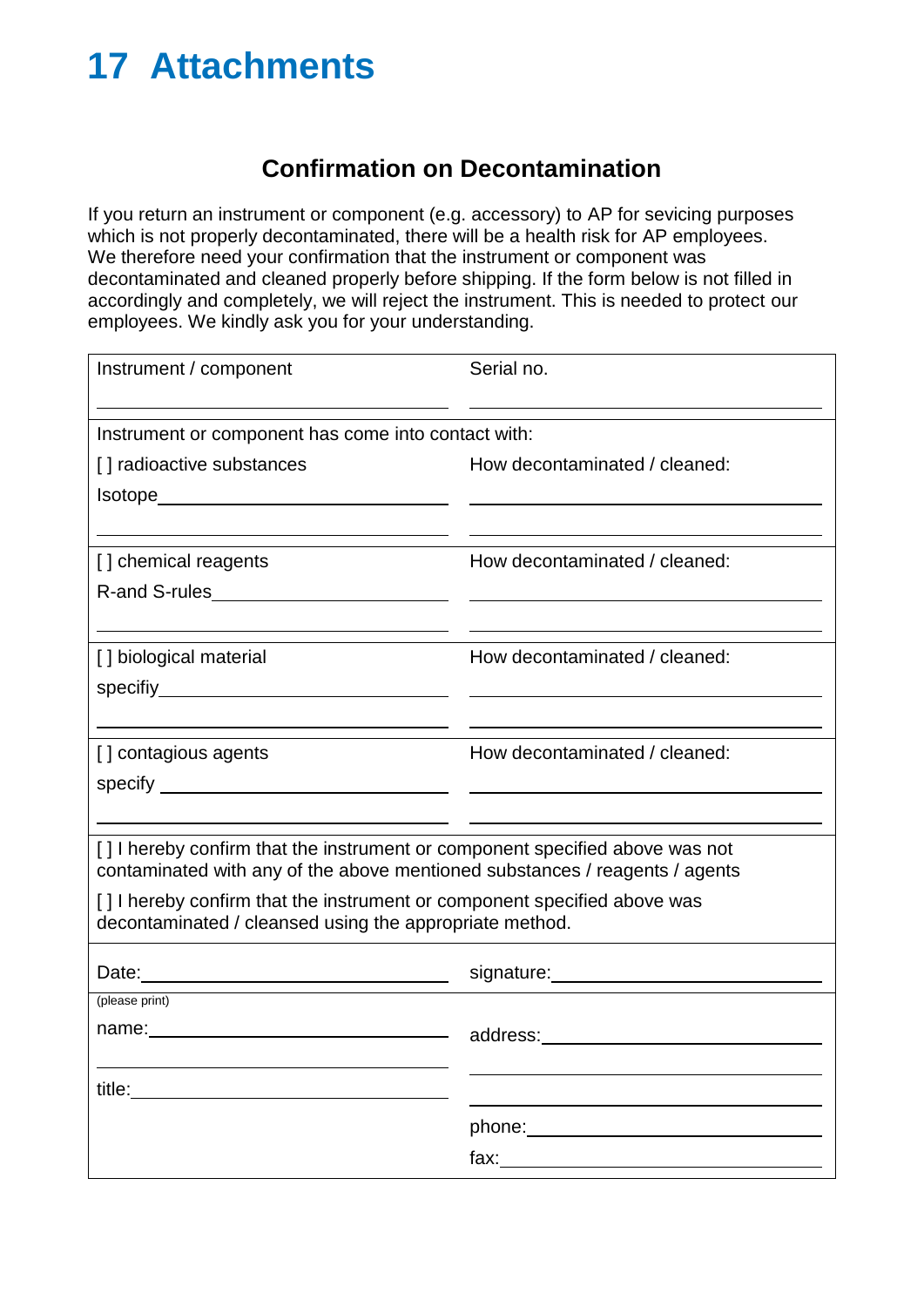# 17 Attachments

## Confirmation on Decontamination

If you return an instrument or component (e.g. accessory) to AP for sevicing purposes which is not properly decontaminated, there will be a health risk for AP employees. We therefore need your confirmation that the instrument or component was decontaminated and cleaned properly before shipping. If the form below is not filled in accordingly and completely, we will reject the instrument. This is needed to protect our employees. We kindly ask you for your understanding.

| | |
|---|---|
| Instrument / component ______________________ | Serial no. ______________________ |
| Instrument or component has come into contact with: | |
| [ ] radioactive substances | How decontaminated / cleaned: |
| Isotope______________________ | ______________________ |
| ______________________ | ______________________ |
| [ ] chemical reagents | How decontaminated / cleaned: |
| R-and S-rules______________________ | ______________________ |
| ______________________ | ______________________ |
| [ ] biological material | How decontaminated / cleaned: |
| specifiy______________________ | ______________________ |
| ______________________ | ______________________ |
| [ ] contagious agents | How decontaminated / cleaned: |
| specify ______________________ | ______________________ |
| ______________________ | ______________________ |
| [ ] I hereby confirm that the instrument or component specified above was not contaminated with any of the above mentioned substances / reagents / agents | |
| [ ] I hereby confirm that the instrument or component specified above was decontaminated / cleansed using the appropriate method. | |
| Date:______________________ | signature:______________________ |
| (please print) | |
| name:______________________ | address:______________________ |
| ______________________ | ______________________ |
| title:______________________ | ______________________ |
| | phone:______________________ |
| | fax:______________________ |